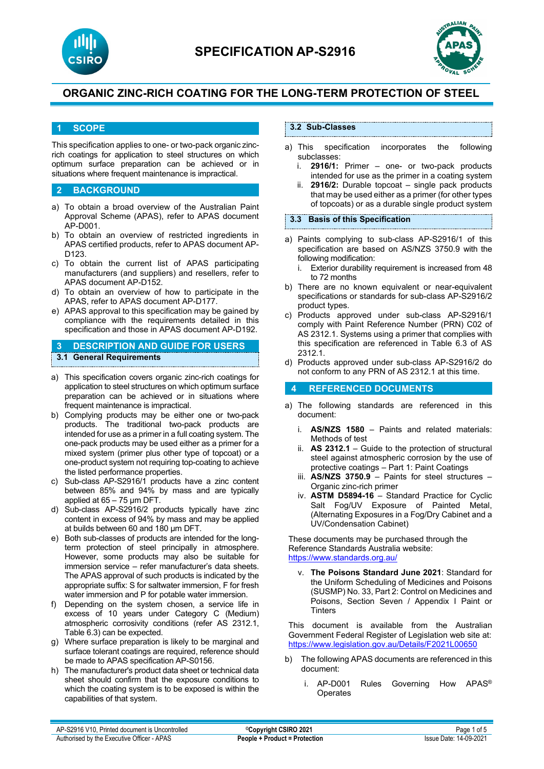# SPECIFICATION AP-S2916

## ORGANIC ZINC-RICH COATING FOR THE LONG-TERM PROTECTION OF STEEL

## 1 SCOPE

This specification applies to one- or two-pack organic zinc-rich coatings for application to steel structures on which optimum surface preparation can be achieved or in situations where frequent maintenance is impractical.

## 2 BACKGROUND

a) To obtain a broad overview of the Australian Paint Approval Scheme (APAS), refer to APAS document AP-D001.
b) To obtain an overview of restricted ingredients in APAS certified products, refer to APAS document AP-D123.
c) To obtain the current list of APAS participating manufacturers (and suppliers) and resellers, refer to APAS document AP-D152.
d) To obtain an overview of how to participate in the APAS, refer to APAS document AP-D177.
e) APAS approval to this specification may be gained by compliance with the requirements detailed in this specification and those in APAS document AP-D192.

## 3 DESCRIPTION AND GUIDE FOR USERS

### 3.1 General Requirements

a) This specification covers organic zinc-rich coatings for application to steel structures on which optimum surface preparation can be achieved or in situations where frequent maintenance is impractical.
b) Complying products may be either one or two-pack products. The traditional two-pack products are intended for use as a primer in a full coating system. The one-pack products may be used either as a primer for a mixed system (primer plus other type of topcoat) or a one-product system not requiring top-coating to achieve the listed performance properties.
c) Sub-class AP-S2916/1 products have a zinc content between 85% and 94% by mass and are typically applied at 65 – 75 µm DFT.
d) Sub-class AP-S2916/2 products typically have zinc content in excess of 94% by mass and may be applied at builds between 60 and 180 µm DFT.
e) Both sub-classes of products are intended for the long-term protection of steel principally in atmosphere. However, some products may also be suitable for immersion service – refer manufacturer's data sheets. The APAS approval of such products is indicated by the appropriate suffix: S for saltwater immersion, F for fresh water immersion and P for potable water immersion.
f) Depending on the system chosen, a service life in excess of 10 years under Category C (Medium) atmospheric corrosivity conditions (refer AS 2312.1, Table 6.3) can be expected.
g) Where surface preparation is likely to be marginal and surface tolerant coatings are required, reference should be made to APAS specification AP-S0156.
h) The manufacturer's product data sheet or technical data sheet should confirm that the exposure conditions to which the coating system is to be exposed is within the capabilities of that system.

### 3.2 Sub-Classes

a) This specification incorporates the following subclasses:
   i. **2916/1:** Primer – one- or two-pack products intended for use as the primer in a coating system
   ii. **2916/2:** Durable topcoat – single pack products that may be used either as a primer (for other types of topcoats) or as a durable single product system

### 3.3 Basis of this Specification

a) Paints complying to sub-class AP-S2916/1 of this specification are based on AS/NZS 3750.9 with the following modification:
   i. Exterior durability requirement is increased from 48 to 72 months
b) There are no known equivalent or near-equivalent specifications or standards for sub-class AP-S2916/2 product types.
c) Products approved under sub-class AP-S2916/1 comply with Paint Reference Number (PRN) C02 of AS 2312.1. Systems using a primer that complies with this specification are referenced in Table 6.3 of AS 2312.1.
d) Products approved under sub-class AP-S2916/2 do not conform to any PRN of AS 2312.1 at this time.

## 4 REFERENCED DOCUMENTS

a) The following standards are referenced in this document:

   i. **AS/NZS 1580** – Paints and related materials: Methods of test
   ii. **AS 2312.1** – Guide to the protection of structural steel against atmospheric corrosion by the use of protective coatings – Part 1: Paint Coatings
   iii. **AS/NZS 3750.9** – Paints for steel structures – Organic zinc-rich primer
   iv. **ASTM D5894-16** – Standard Practice for Cyclic Salt Fog/UV Exposure of Painted Metal, (Alternating Exposures in a Fog/Dry Cabinet and a UV/Condensation Cabinet)

   These documents may be purchased through the Reference Standards Australia website: https://www.standards.org.au/

   v. **The Poisons Standard June 2021**: Standard for the Uniform Scheduling of Medicines and Poisons (SUSMP) No. 33, Part 2: Control on Medicines and Poisons, Section Seven / Appendix I Paint or Tinters

   This document is available from the Australian Government Federal Register of Legislation web site at: https://www.legislation.gov.au/Details/F2021L00650

b) The following APAS documents are referenced in this document:

   i. AP-D001 Rules Governing How APAS® Operates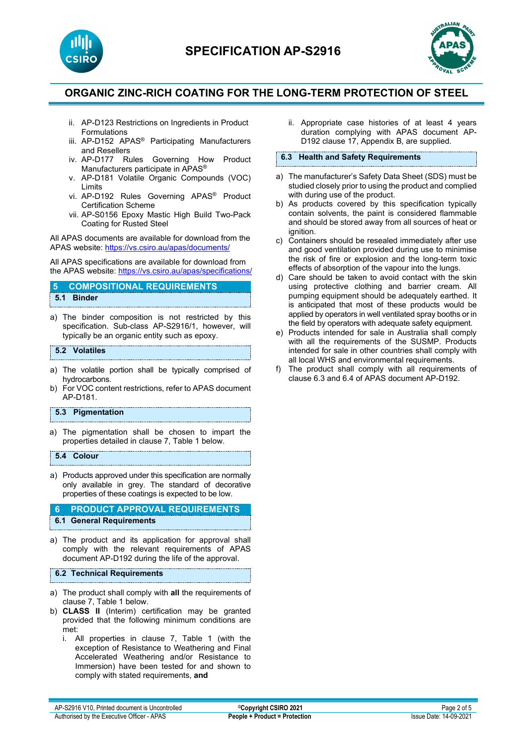ii. AP-D123 Restrictions on Ingredients in Product Formulations
iii. AP-D152 APAS® Participating Manufacturers and Resellers
iv. AP-D177 Rules Governing How Product Manufacturers participate in APAS®
v. AP-D181 Volatile Organic Compounds (VOC) Limits
vi. AP-D192 Rules Governing APAS® Product Certification Scheme
vii. AP-S0156 Epoxy Mastic High Build Two-Pack Coating for Rusted Steel

All APAS documents are available for download from the APAS website: https://vs.csiro.au/apas/documents/

All APAS specifications are available for download from the APAS website: https://vs.csiro.au/apas/specifications/

## 5 COMPOSITIONAL REQUIREMENTS

### 5.1 Binder

a) The binder composition is not restricted by this specification. Sub-class AP-S2916/1, however, will typically be an organic entity such as epoxy.

### 5.2 Volatiles

a) The volatile portion shall be typically comprised of hydrocarbons.
b) For VOC content restrictions, refer to APAS document AP-D181.

### 5.3 Pigmentation

a) The pigmentation shall be chosen to impart the properties detailed in clause 7, Table 1 below.

### 5.4 Colour

a) Products approved under this specification are normally only available in grey. The standard of decorative properties of these coatings is expected to be low.

## 6 PRODUCT APPROVAL REQUIREMENTS

### 6.1 General Requirements

a) The product and its application for approval shall comply with the relevant requirements of APAS document AP-D192 during the life of the approval.

### 6.2 Technical Requirements

a) The product shall comply with **all** the requirements of clause 7, Table 1 below.
b) **CLASS II** (Interim) certification may be granted provided that the following minimum conditions are met:
   i. All properties in clause 7, Table 1 (with the exception of Resistance to Weathering and Final Accelerated Weathering and/or Resistance to Immersion) have been tested for and shown to comply with stated requirements, **and**
   ii. Appropriate case histories of at least 4 years duration complying with APAS document AP-D192 clause 17, Appendix B, are supplied.

### 6.3 Health and Safety Requirements

a) The manufacturer's Safety Data Sheet (SDS) must be studied closely prior to using the product and complied with during use of the product.
b) As products covered by this specification typically contain solvents, the paint is considered flammable and should be stored away from all sources of heat or ignition.
c) Containers should be resealed immediately after use and good ventilation provided during use to minimise the risk of fire or explosion and the long-term toxic effects of absorption of the vapour into the lungs.
d) Care should be taken to avoid contact with the skin using protective clothing and barrier cream. All pumping equipment should be adequately earthed. It is anticipated that most of these products would be applied by operators in well ventilated spray booths or in the field by operators with adequate safety equipment.
e) Products intended for sale in Australia shall comply with all the requirements of the SUSMP. Products intended for sale in other countries shall comply with all local WHS and environmental requirements.
f) The product shall comply with all requirements of clause 6.3 and 6.4 of APAS document AP-D192.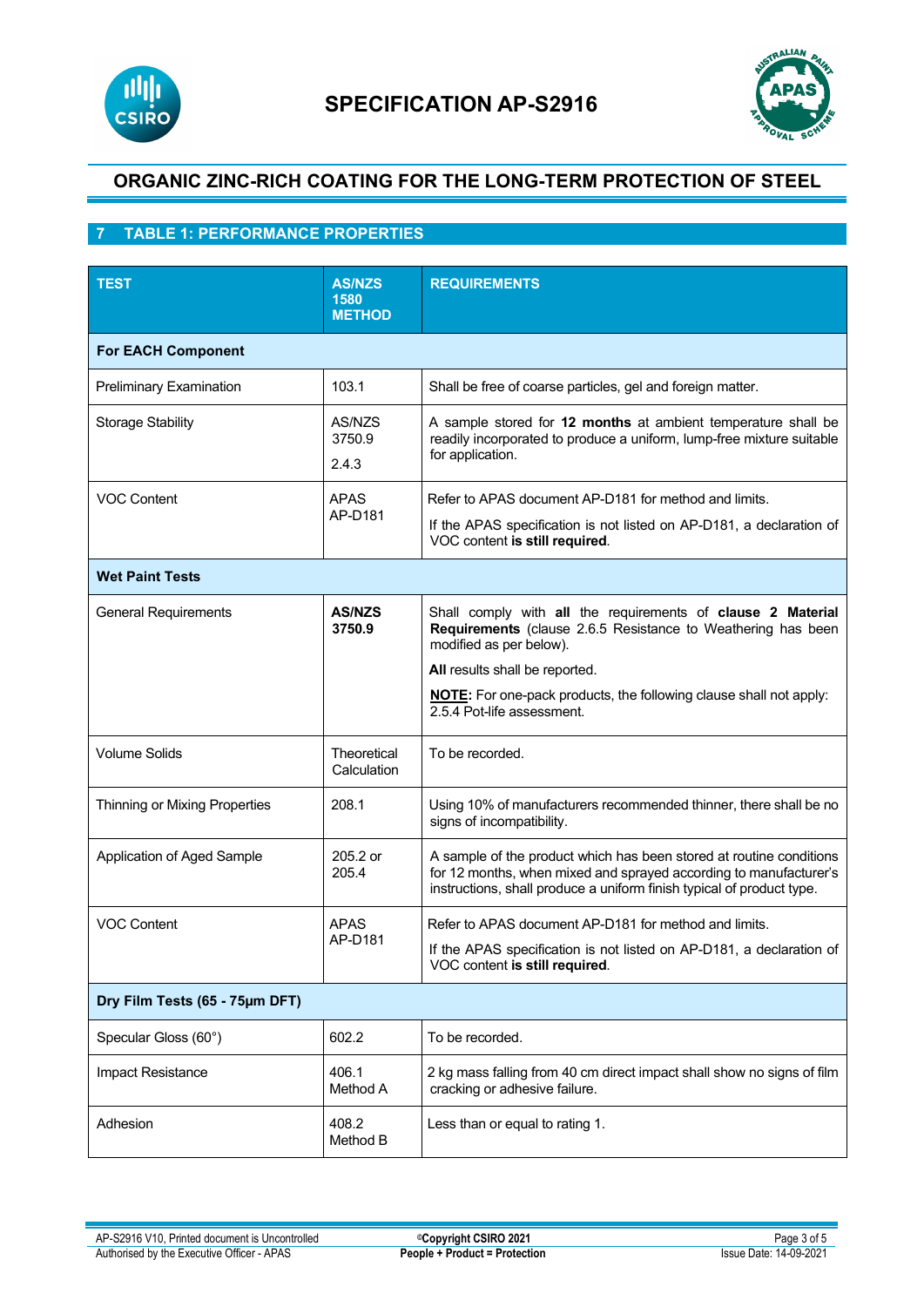# SPECIFICATION AP-S2916

## ORGANIC ZINC-RICH COATING FOR THE LONG-TERM PROTECTION OF STEEL

## 7 TABLE 1: PERFORMANCE PROPERTIES

| TEST | AS/NZS 1580 METHOD | REQUIREMENTS |
|---|---|---|
| **For EACH Component** | | |
| Preliminary Examination | 103.1 | Shall be free of coarse particles, gel and foreign matter. |
| Storage Stability | AS/NZS 3750.9 2.4.3 | A sample stored for **12 months** at ambient temperature shall be readily incorporated to produce a uniform, lump-free mixture suitable for application. |
| VOC Content | APAS AP-D181 | Refer to APAS document AP-D181 for method and limits. If the APAS specification is not listed on AP-D181, a declaration of VOC content **is still required**. |
| **Wet Paint Tests** | | |
| General Requirements | **AS/NZS 3750.9** | Shall comply with **all** the requirements of **clause 2 Material Requirements** (clause 2.6.5 Resistance to Weathering has been modified as per below). **All** results shall be reported. **NOTE:** For one-pack products, the following clause shall not apply: 2.5.4 Pot-life assessment. |
| Volume Solids | Theoretical Calculation | To be recorded. |
| Thinning or Mixing Properties | 208.1 | Using 10% of manufacturers recommended thinner, there shall be no signs of incompatibility. |
| Application of Aged Sample | 205.2 or 205.4 | A sample of the product which has been stored at routine conditions for 12 months, when mixed and sprayed according to manufacturer's instructions, shall produce a uniform finish typical of product type. |
| VOC Content | APAS AP-D181 | Refer to APAS document AP-D181 for method and limits. If the APAS specification is not listed on AP-D181, a declaration of VOC content **is still required**. |
| **Dry Film Tests (65 - 75µm DFT)** | | |
| Specular Gloss (60°) | 602.2 | To be recorded. |
| Impact Resistance | 406.1 Method A | 2 kg mass falling from 40 cm direct impact shall show no signs of film cracking or adhesive failure. |
| Adhesion | 408.2 Method B | Less than or equal to rating 1. |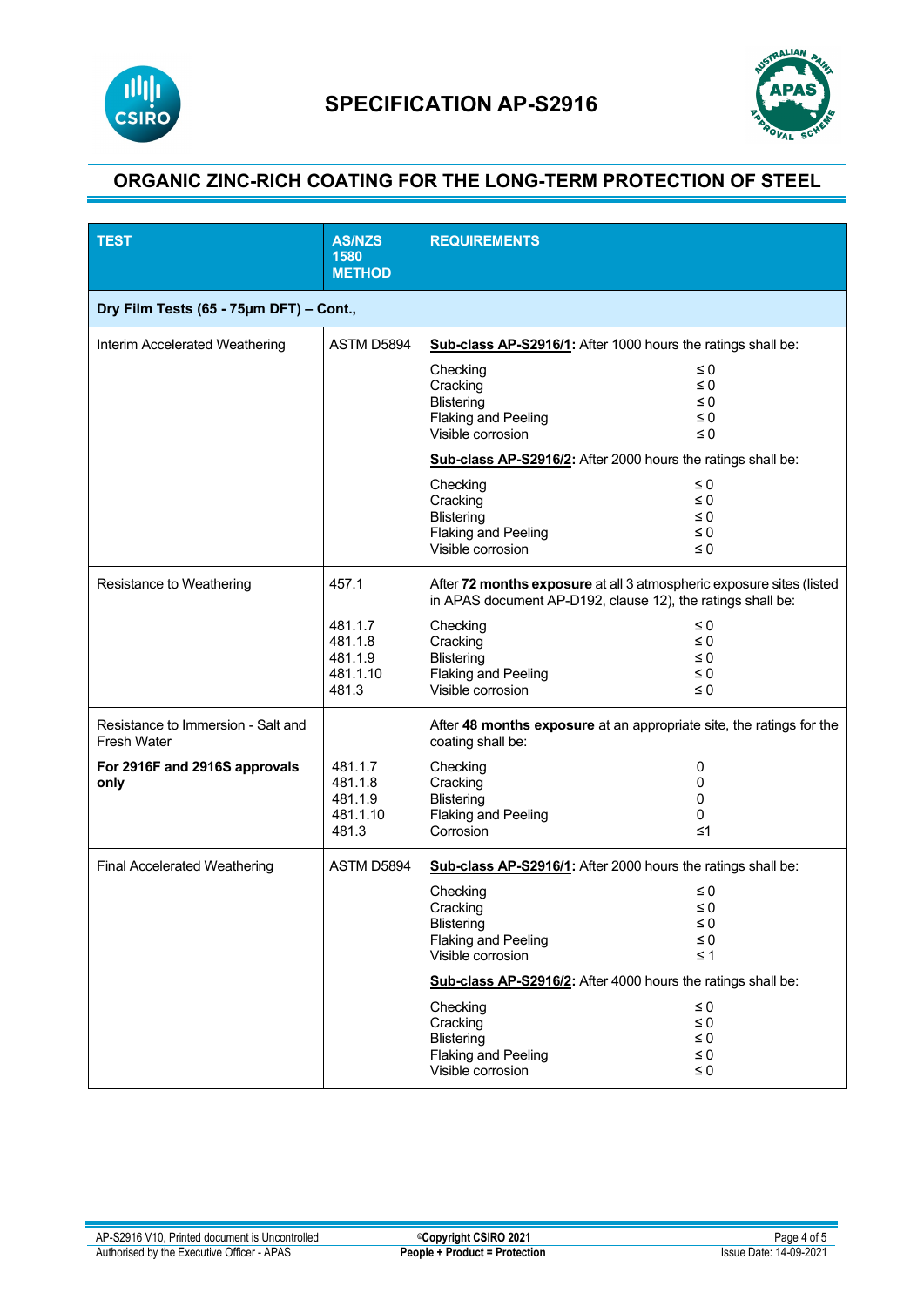# SPECIFICATION AP-S2916

## ORGANIC ZINC-RICH COATING FOR THE LONG-TERM PROTECTION OF STEEL

| TEST | AS/NZS 1580 METHOD | REQUIREMENTS |
|---|---|---|
| **Dry Film Tests (65 - 75µm DFT) – Cont.,** | | |
| Interim Accelerated Weathering | ASTM D5894 | **Sub-class AP-S2916/1:** After 1000 hours the ratings shall be:<br><br>Checking ≤ 0<br>Cracking ≤ 0<br>Blistering ≤ 0<br>Flaking and Peeling ≤ 0<br>Visible corrosion ≤ 0<br><br>**Sub-class AP-S2916/2:** After 2000 hours the ratings shall be:<br><br>Checking ≤ 0<br>Cracking ≤ 0<br>Blistering ≤ 0<br>Flaking and Peeling ≤ 0<br>Visible corrosion ≤ 0 |
| Resistance to Weathering | 457.1<br><br>481.1.7<br>481.1.8<br>481.1.9<br>481.1.10<br>481.3 | After **72 months exposure** at all 3 atmospheric exposure sites (listed in APAS document AP-D192, clause 12), the ratings shall be:<br><br>Checking ≤ 0<br>Cracking ≤ 0<br>Blistering ≤ 0<br>Flaking and Peeling ≤ 0<br>Visible corrosion ≤ 0 |
| Resistance to Immersion - Salt and Fresh Water<br><br>**For 2916F and 2916S approvals only** | 481.1.7<br>481.1.8<br>481.1.9<br>481.1.10<br>481.3 | After **48 months exposure** at an appropriate site, the ratings for the coating shall be:<br><br>Checking 0<br>Cracking 0<br>Blistering 0<br>Flaking and Peeling 0<br>Corrosion ≤1 |
| Final Accelerated Weathering | ASTM D5894 | **Sub-class AP-S2916/1:** After 2000 hours the ratings shall be:<br><br>Checking ≤ 0<br>Cracking ≤ 0<br>Blistering ≤ 0<br>Flaking and Peeling ≤ 0<br>Visible corrosion ≤ 1<br><br>**Sub-class AP-S2916/2:** After 4000 hours the ratings shall be:<br><br>Checking ≤ 0<br>Cracking ≤ 0<br>Blistering ≤ 0<br>Flaking and Peeling ≤ 0<br>Visible corrosion ≤ 0 |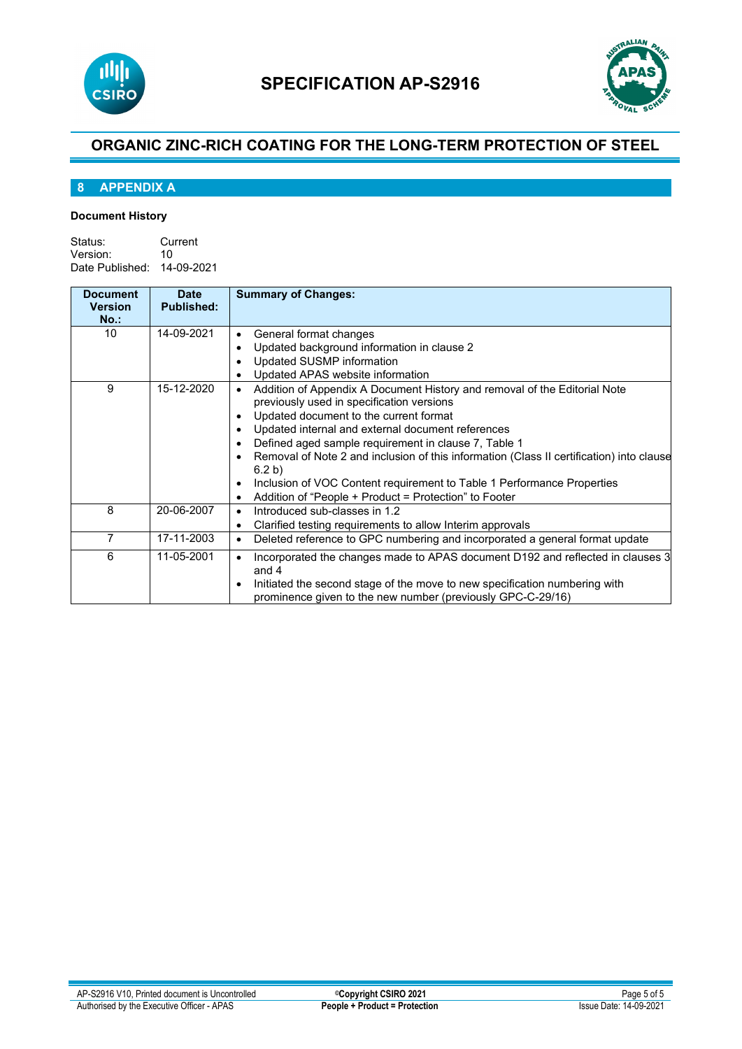## 8 APPENDIX A

**Document History**

Status: Current
Version: 10
Date Published: 14-09-2021

| Document Version No.: | Date Published: | Summary of Changes: |
|---|---|---|
| 10 | 14-09-2021 | • General format changes<br>• Updated background information in clause 2<br>• Updated SUSMP information<br>• Updated APAS website information |
| 9 | 15-12-2020 | • Addition of Appendix A Document History and removal of the Editorial Note previously used in specification versions<br>• Updated document to the current format<br>• Updated internal and external document references<br>• Defined aged sample requirement in clause 7, Table 1<br>• Removal of Note 2 and inclusion of this information (Class II certification) into clause 6.2 b)<br>• Inclusion of VOC Content requirement to Table 1 Performance Properties<br>• Addition of "People + Product = Protection" to Footer |
| 8 | 20-06-2007 | • Introduced sub-classes in 1.2<br>• Clarified testing requirements to allow Interim approvals |
| 7 | 17-11-2003 | • Deleted reference to GPC numbering and incorporated a general format update |
| 6 | 11-05-2001 | • Incorporated the changes made to APAS document D192 and reflected in clauses 3 and 4<br>• Initiated the second stage of the move to new specification numbering with prominence given to the new number (previously GPC-C-29/16) |